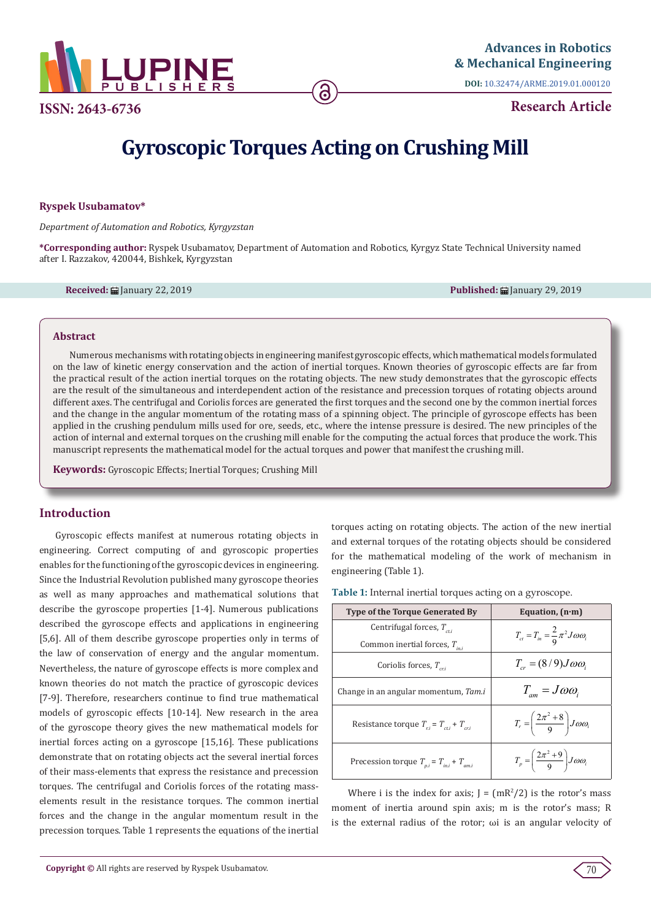ISSN: 2643-6736

**Advances in Robotics & Mechanical Engineering**

DOI: 10.32474/ARME.2019.01.000120

**Research Article**

# Gyroscopic Torques Acting on Crushing Mill

**Ryspek Usubamatov***

*Department of Automation and Robotics, Kyrgyzstan*

***Corresponding author:** Ryspek Usubamatov, Department of Automation and Robotics, Kyrgyz State Technical University named after I. Razzakov, 420044, Bishkek, Kyrgyzstan

**Received:** January 22, 2019 **Published:** January 29, 2019

## Abstract

Numerous mechanisms with rotating objects in engineering manifest gyroscopic effects, which mathematical models formulated on the law of kinetic energy conservation and the action of inertial torques. Known theories of gyroscopic effects are far from the practical result of the action inertial torques on the rotating objects. The new study demonstrates that the gyroscopic effects are the result of the simultaneous and interdependent action of the resistance and precession torques of rotating objects around different axes. The centrifugal and Coriolis forces are generated the first torques and the second one by the common inertial forces and the change in the angular momentum of the rotating mass of a spinning object. The principle of gyroscope effects has been applied in the crushing pendulum mills used for ore, seeds, etc., where the intense pressure is desired. The new principles of the action of internal and external torques on the crushing mill enable for the computing the actual forces that produce the work. This manuscript represents the mathematical model for the actual torques and power that manifest the crushing mill.

**Keywords:** Gyroscopic Effects; Inertial Torques; Crushing Mill

## Introduction

Gyroscopic effects manifest at numerous rotating objects in engineering. Correct computing of and gyroscopic properties enables for the functioning of the gyroscopic devices in engineering. Since the Industrial Revolution published many gyroscope theories as well as many approaches and mathematical solutions that describe the gyroscope properties [1-4]. Numerous publications described the gyroscope effects and applications in engineering [5,6]. All of them describe gyroscope properties only in terms of the law of conservation of energy and the angular momentum. Nevertheless, the nature of gyroscope effects is more complex and known theories do not match the practice of gyroscopic devices [7-9]. Therefore, researchers continue to find true mathematical models of gyroscopic effects [10-14]. New research in the area of the gyroscope theory gives the new mathematical models for inertial forces acting on a gyroscope [15,16]. These publications demonstrate that on rotating objects act the several inertial forces of their mass-elements that express the resistance and precession torques. The centrifugal and Coriolis forces of the rotating mass-elements result in the resistance torques. The common inertial forces and the change in the angular momentum result in the precession torques. Table 1 represents the equations of the inertial torques acting on rotating objects. The action of the new inertial and external torques of the rotating objects should be considered for the mathematical modeling of the work of mechanism in engineering (Table 1).

**Table 1:** Internal inertial torques acting on a gyroscope.

| Type of the Torque Generated By | Equation, (n·m) |
|---|---|
| Centrifugal forces, $T_{ct.i}$<br>Common inertial forces, $T_{in.i}$ | $T_{ct} = T_{in} = \frac{2}{9}\pi^2 J\omega\omega_i$ |
| Coriolis forces, $T_{cr.i}$ | $T_{cr} = (8/9)J\omega\omega_i$ |
| Change in an angular momentum, $T_{am.i}$ | $T_{am} = J\omega\omega_i$ |
| Resistance torque $T_{r.i} = T_{ct.i} + T_{cr.i}$ | $T_r = \left(\frac{2\pi^2+8}{9}\right)J\omega\omega_i$ |
| Precession torque $T_{p.i} = T_{in.i} + T_{am.i}$ | $T_p = \left(\frac{2\pi^2+9}{9}\right)J\omega\omega_i$ |

Where i is the index for axis; J = $(mR^2/2)$ is the rotor's mass moment of inertia around spin axis; m is the rotor's mass; R is the external radius of the rotor; ωi is an angular velocity of

**Copyright ©** All rights are reserved by Ryspek Usubamatov.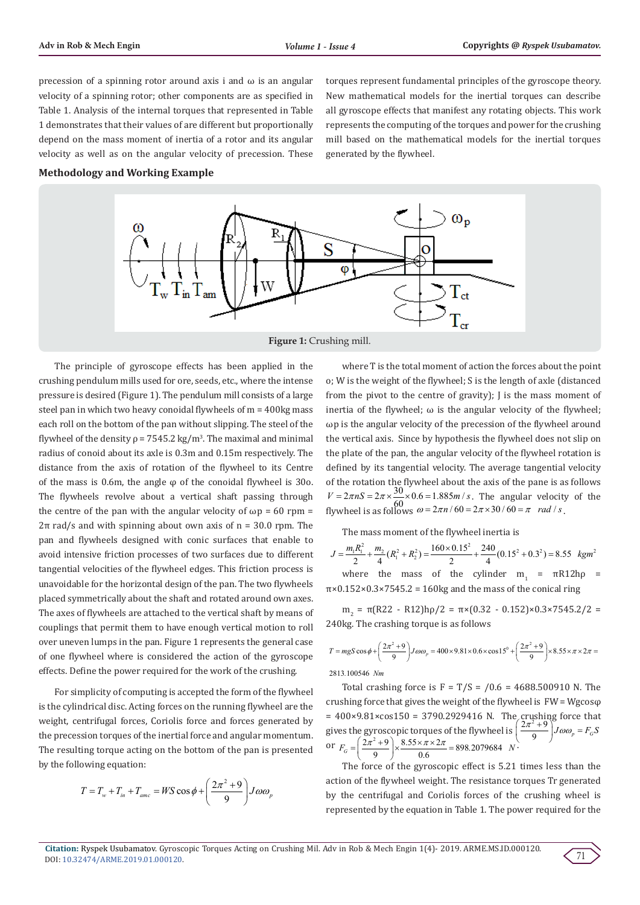precession of a spinning rotor around axis i and ω is an angular velocity of a spinning rotor; other components are as specified in Table 1. Analysis of the internal torques that represented in Table 1 demonstrates that their values of are different but proportionally depend on the mass moment of inertia of a rotor and its angular velocity as well as on the angular velocity of precession. These torques represent fundamental principles of the gyroscope theory. New mathematical models for the inertial torques can describe all gyroscope effects that manifest any rotating objects. This work represents the computing of the torques and power for the crushing mill based on the mathematical models for the inertial torques generated by the flywheel.

## Methodology and Working Example

**Figure 1:** Crushing mill.

The principle of gyroscope effects has been applied in the crushing pendulum mills used for ore, seeds, etc., where the intense pressure is desired (Figure 1). The pendulum mill consists of a large steel pan in which two heavy conoidal flywheels of m = 400kg mass each roll on the bottom of the pan without slipping. The steel of the flywheel of the density ρ = 7545.2 kg/m³. The maximal and minimal radius of conoid about its axle is 0.3m and 0.15m respectively. The distance from the axis of rotation of the flywheel to its Centre of the mass is 0.6m, the angle φ of the conoidal flywheel is 30o. The flywheels revolve about a vertical shaft passing through the centre of the pan with the angular velocity of ωp = 60 rpm = 2π rad/s and with spinning about own axis of n = 30.0 rpm. The pan and flywheels designed with conic surfaces that enable to avoid intensive friction processes of two surfaces due to different tangential velocities of the flywheel edges. This friction process is unavoidable for the horizontal design of the pan. The two flywheels placed symmetrically about the shaft and rotated around own axes. The axes of flywheels are attached to the vertical shaft by means of couplings that permit them to have enough vertical motion to roll over uneven lumps in the pan. Figure 1 represents the general case of one flywheel where is considered the action of the gyroscope effects. Define the power required for the work of the crushing.

For simplicity of computing is accepted the form of the flywheel is the cylindrical disc. Acting forces on the running flywheel are the weight, centrifugal forces, Coriolis force and forces generated by the precession torques of the inertial force and angular momentum. The resulting torque acting on the bottom of the pan is presented by the following equation:

$$T = T_w + T_{in} + T_{amc} = WS\cos\phi + \left(\frac{2\pi^2+9}{9}\right)J\omega\omega_p$$

where T is the total moment of action the forces about the point o; W is the weight of the flywheel; S is the length of axle (distanced from the pivot to the centre of gravity); J is the mass moment of inertia of the flywheel; ω is the angular velocity of the flywheel; ωp is the angular velocity of the flywheel of the precession of the flywheel around the vertical axis. Since by hypothesis the flywheel does not slip on the plate of the pan, the angular velocity of the flywheel rotation is defined by its tangential velocity. The average tangential velocity of the rotation the flywheel about the axis of the pane is as follows $V = 2\pi nS = 2\pi \times \frac{30}{60} \times 0.6 = 1.885 m/s$. The angular velocity of the flywheel is as follows $\omega = 2\pi n/60 = 2\pi \times 30/60 = \pi \quad rad/s$.

The mass moment of the flywheel inertia is

$$J = \frac{m_1 R_1^2}{2} + \frac{m_2}{4}(R_1^2 + R_2^2) = \frac{160 \times 0.15^2}{2} + \frac{240}{4}(0.15^2 + 0.3^2) = 8.55 \quad kgm^2$$

where the mass of the cylinder $m_1$ = πR12hρ = π×0.152×0.3×7545.2 = 160kg and the mass of the conical ring

$m_2$ = π(R22 - R12)hρ/2 = π×(0.32 - 0.152)×0.3×7545.2/2 = 240kg. The crashing torque is as follows

$$T = mgS\cos\phi + \left(\frac{2\pi^2+9}{9}\right)J\omega\omega_p = 400 \times 9.81 \times 0.6 \times \cos 15^0 + \left(\frac{2\pi^2+9}{9}\right) \times 8.55 \times \pi \times 2\pi = 2813.100546 \quad Nm$$

Total crashing force is F = T/S = /0.6 = 4688.500910 N. The crushing force that gives the weight of the flywheel is FW = Wgcosφ = 400×9.81×cos150 = 3790.2929416 N. The crushing force that gives the gyroscopic torques of the flywheel is $\left(\frac{2\pi^2+9}{9}\right)J\omega\omega_p = F_G S$ or $F_G = \left(\frac{2\pi^2+9}{9}\right) \times \frac{8.55 \times \pi \times 2\pi}{0.6} = 898.2079684 \quad N$.

The force of the gyroscopic effect is 5.21 times less than the action of the flywheel weight. The resistance torques Tr generated by the centrifugal and Coriolis forces of the crushing wheel is represented by the equation in Table 1. The power required for the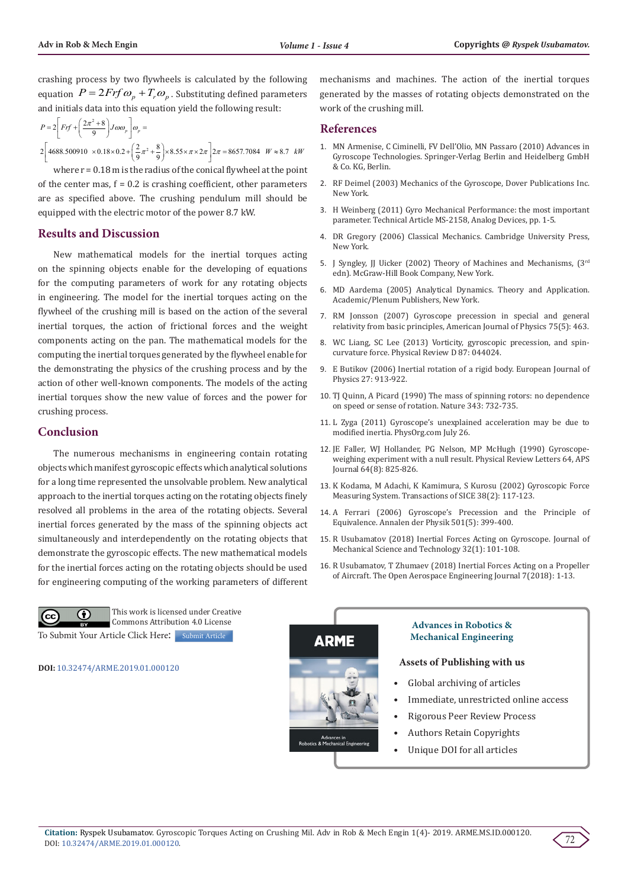crashing process by two flywheels is calculated by the following equation $P = 2Frf\omega_p + T_r\omega_p$. Substituting defined parameters and initials data into this equation yield the following result:

$$P = 2\left[Frf + \left(\frac{2\pi^2+8}{9}\right)J\omega\omega_p\right]\omega_p =$$

$$2\left[4688.500910 \times 0.18 \times 0.2 + \left(\frac{2}{9}\pi^2 + \frac{8}{9}\right)\times 8.55 \times \pi \times 2\pi\right]2\pi = 8657.7084 \quad W \approx 8.7 \quad kW$$

where r = 0.18 m is the radius of the conical flywheel at the point of the center mas, f = 0.2 is crashing coefficient, other parameters are as specified above. The crushing pendulum mill should be equipped with the electric motor of the power 8.7 kW.

## Results and Discussion

New mathematical models for the inertial torques acting on the spinning objects enable for the developing of equations for the computing parameters of work for any rotating objects in engineering. The model for the inertial torques acting on the flywheel of the crushing mill is based on the action of the several inertial torques, the action of frictional forces and the weight components acting on the pan. The mathematical models for the computing the inertial torques generated by the flywheel enable for the demonstrating the physics of the crushing process and by the action of other well-known components. The models of the acting inertial torques show the new value of forces and the power for crushing process.

## Conclusion

The numerous mechanisms in engineering contain rotating objects which manifest gyroscopic effects which analytical solutions for a long time represented the unsolvable problem. New analytical approach to the inertial torques acting on the rotating objects finely resolved all problems in the area of the rotating objects. Several inertial forces generated by the mass of the spinning objects act simultaneously and interdependently on the rotating objects that demonstrate the gyroscopic effects. The new mathematical models for the inertial forces acting on the rotating objects should be used for engineering computing of the working parameters of different mechanisms and machines. The action of the inertial torques generated by the masses of rotating objects demonstrated on the work of the crushing mill.

## References

1. MN Armenise, C Ciminelli, FV Dell'Olio, MN Passaro (2010) Advances in Gyroscope Technologies. Springer-Verlag Berlin and Heidelberg GmbH & Co. KG, Berlin.
2. RF Deimel (2003) Mechanics of the Gyroscope, Dover Publications Inc. New York.
3. H Weinberg (2011) Gyro Mechanical Performance: the most important parameter. Technical Article MS-2158, Analog Devices, pp. 1-5.
4. DR Gregory (2006) Classical Mechanics. Cambridge University Press, New York.
5. J Syngley, JJ Uicker (2002) Theory of Machines and Mechanisms, (3rd edn). McGraw-Hill Book Company, New York.
6. MD Aardema (2005) Analytical Dynamics. Theory and Application. Academic/Plenum Publishers, New York.
7. RM Jonsson (2007) Gyroscope precession in special and general relativity from basic principles, American Journal of Physics 75(5): 463.
8. WC Liang, SC Lee (2013) Vorticity, gyroscopic precession, and spin-curvature force. Physical Review D 87: 044024.
9. E Butikov (2006) Inertial rotation of a rigid body. European Journal of Physics 27: 913-922.
10. TJ Quinn, A Picard (1990) The mass of spinning rotors: no dependence on speed or sense of rotation. Nature 343: 732-735.
11. L Zyga (2011) Gyroscope's unexplained acceleration may be due to modified inertia. PhysOrg.com July 26.
12. JE Faller, WJ Hollander, PG Nelson, MP McHugh (1990) Gyroscope-weighing experiment with a null result. Physical Review Letters 64, APS Journal 64(8): 825-826.
13. K Kodama, M Adachi, K Kamimura, S Kurosu (2002) Gyroscopic Force Measuring System. Transactions of SICE 38(2): 117-123.
14. A Ferrari (2006) Gyroscope's Precession and the Principle of Equivalence. Annalen der Physik 501(5): 399-400.
15. R Usubamatov (2018) Inertial Forces Acting on Gyroscope. Journal of Mechanical Science and Technology 32(1): 101-108.
16. R Usubamatov, T Zhumaev (2018) Inertial Forces Acting on a Propeller of Aircraft. The Open Aerospace Engineering Journal 7(2018): 1-13.

This work is licensed under Creative Commons Attribution 4.0 License

To Submit Your Article Click Here: Submit Article

**DOI:** 10.32474/ARME.2019.01.000120

**Advances in Robotics & Mechanical Engineering**

**Assets of Publishing with us**

- Global archiving of articles
- Immediate, unrestricted online access
- Rigorous Peer Review Process
- Authors Retain Copyrights
- Unique DOI for all articles